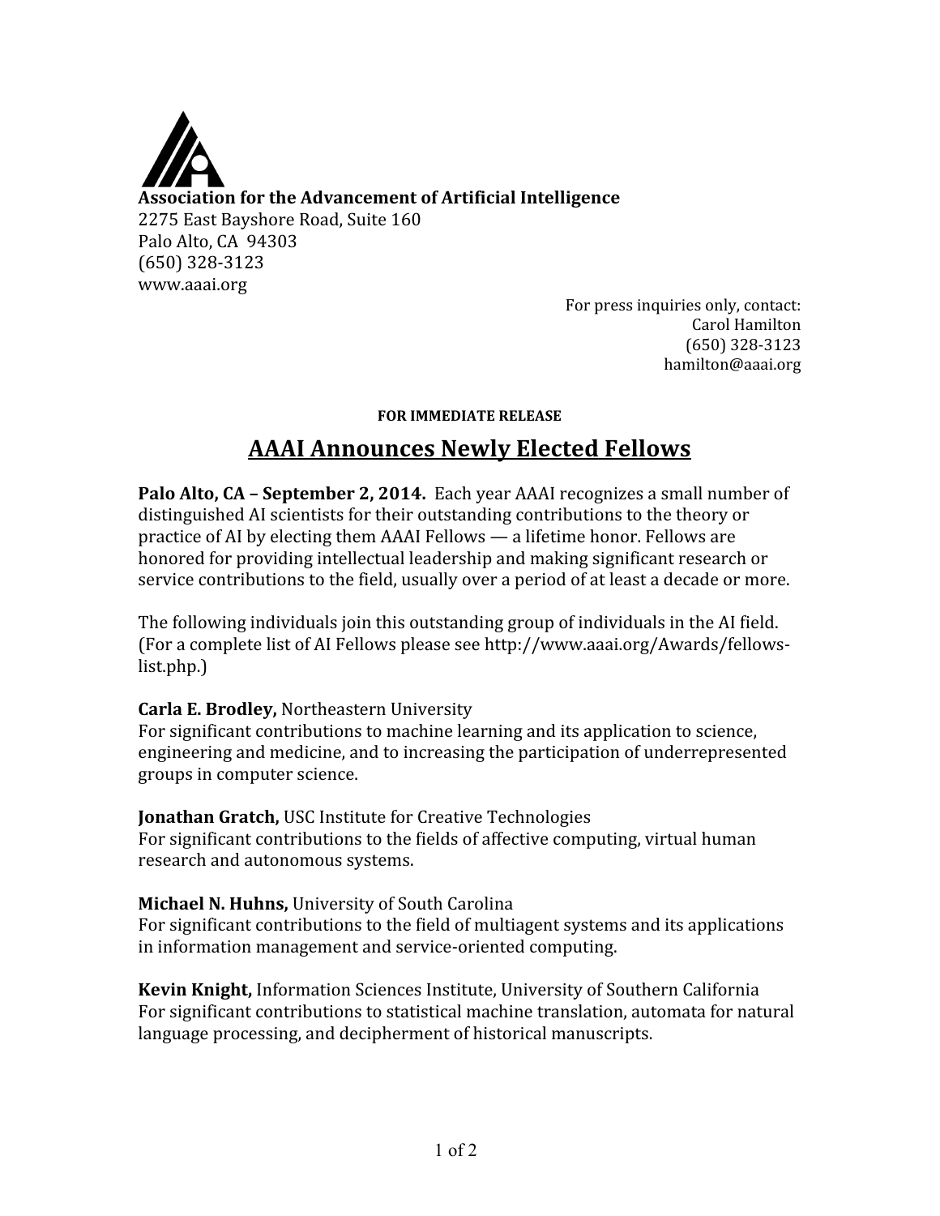**Association for the Advancement of Artificial Intelligence**
2275 East Bayshore Road, Suite 160
Palo Alto, CA 94303
(650) 328-3123
www.aaai.org

For press inquiries only, contact:
Carol Hamilton
(650) 328-3123
hamilton@aaai.org

**FOR IMMEDIATE RELEASE**

# AAAI Announces Newly Elected Fellows

**Palo Alto, CA – September 2, 2014.** Each year AAAI recognizes a small number of distinguished AI scientists for their outstanding contributions to the theory or practice of AI by electing them AAAI Fellows — a lifetime honor. Fellows are honored for providing intellectual leadership and making significant research or service contributions to the field, usually over a period of at least a decade or more.

The following individuals join this outstanding group of individuals in the AI field. (For a complete list of AI Fellows please see http://www.aaai.org/Awards/fellows-list.php.)

**Carla E. Brodley,** Northeastern University
For significant contributions to machine learning and its application to science, engineering and medicine, and to increasing the participation of underrepresented groups in computer science.

**Jonathan Gratch,** USC Institute for Creative Technologies
For significant contributions to the fields of affective computing, virtual human research and autonomous systems.

**Michael N. Huhns,** University of South Carolina
For significant contributions to the field of multiagent systems and its applications in information management and service-oriented computing.

**Kevin Knight,** Information Sciences Institute, University of Southern California
For significant contributions to statistical machine translation, automata for natural language processing, and decipherment of historical manuscripts.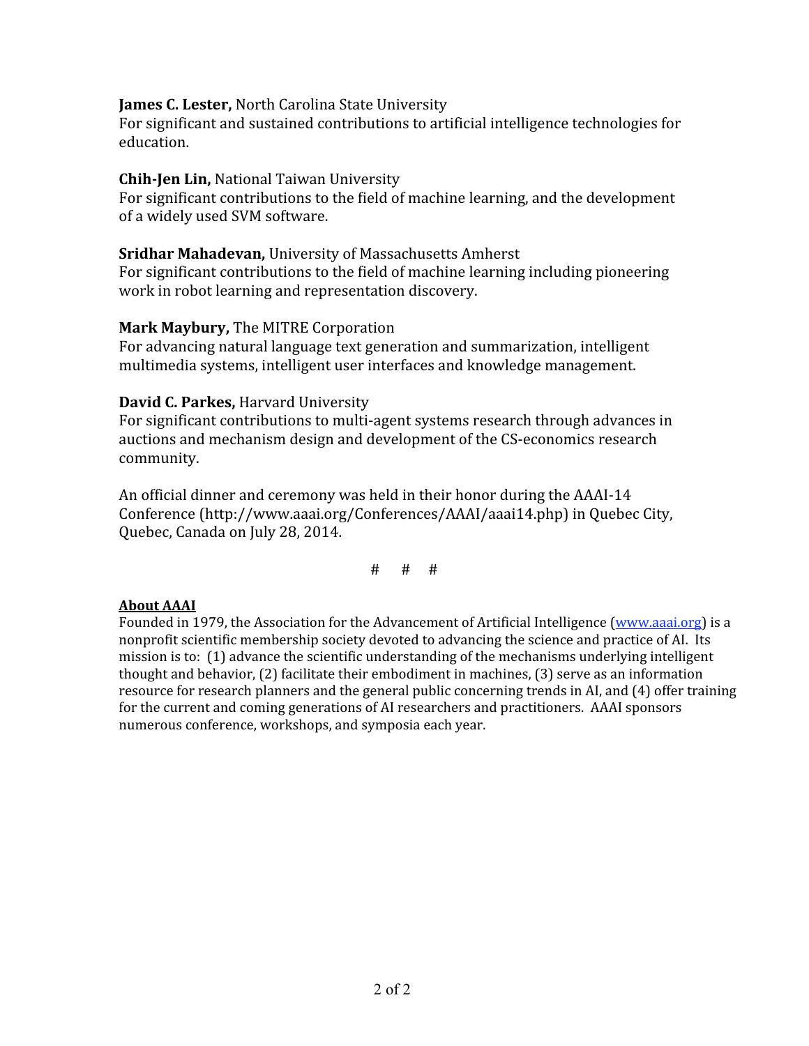**James C. Lester,** North Carolina State University
For significant and sustained contributions to artificial intelligence technologies for education.

**Chih-Jen Lin,** National Taiwan University
For significant contributions to the field of machine learning, and the development of a widely used SVM software.

**Sridhar Mahadevan,** University of Massachusetts Amherst
For significant contributions to the field of machine learning including pioneering work in robot learning and representation discovery.

**Mark Maybury,** The MITRE Corporation
For advancing natural language text generation and summarization, intelligent multimedia systems, intelligent user interfaces and knowledge management.

**David C. Parkes,** Harvard University
For significant contributions to multi-agent systems research through advances in auctions and mechanism design and development of the CS-economics research community.

An official dinner and ceremony was held in their honor during the AAAI-14 Conference (http://www.aaai.org/Conferences/AAAI/aaai14.php) in Quebec City, Quebec, Canada on July 28, 2014.

# # #

**About AAAI**
Founded in 1979, the Association for the Advancement of Artificial Intelligence (www.aaai.org) is a nonprofit scientific membership society devoted to advancing the science and practice of AI. Its mission is to: (1) advance the scientific understanding of the mechanisms underlying intelligent thought and behavior, (2) facilitate their embodiment in machines, (3) serve as an information resource for research planners and the general public concerning trends in AI, and (4) offer training for the current and coming generations of AI researchers and practitioners. AAAI sponsors numerous conference, workshops, and symposia each year.